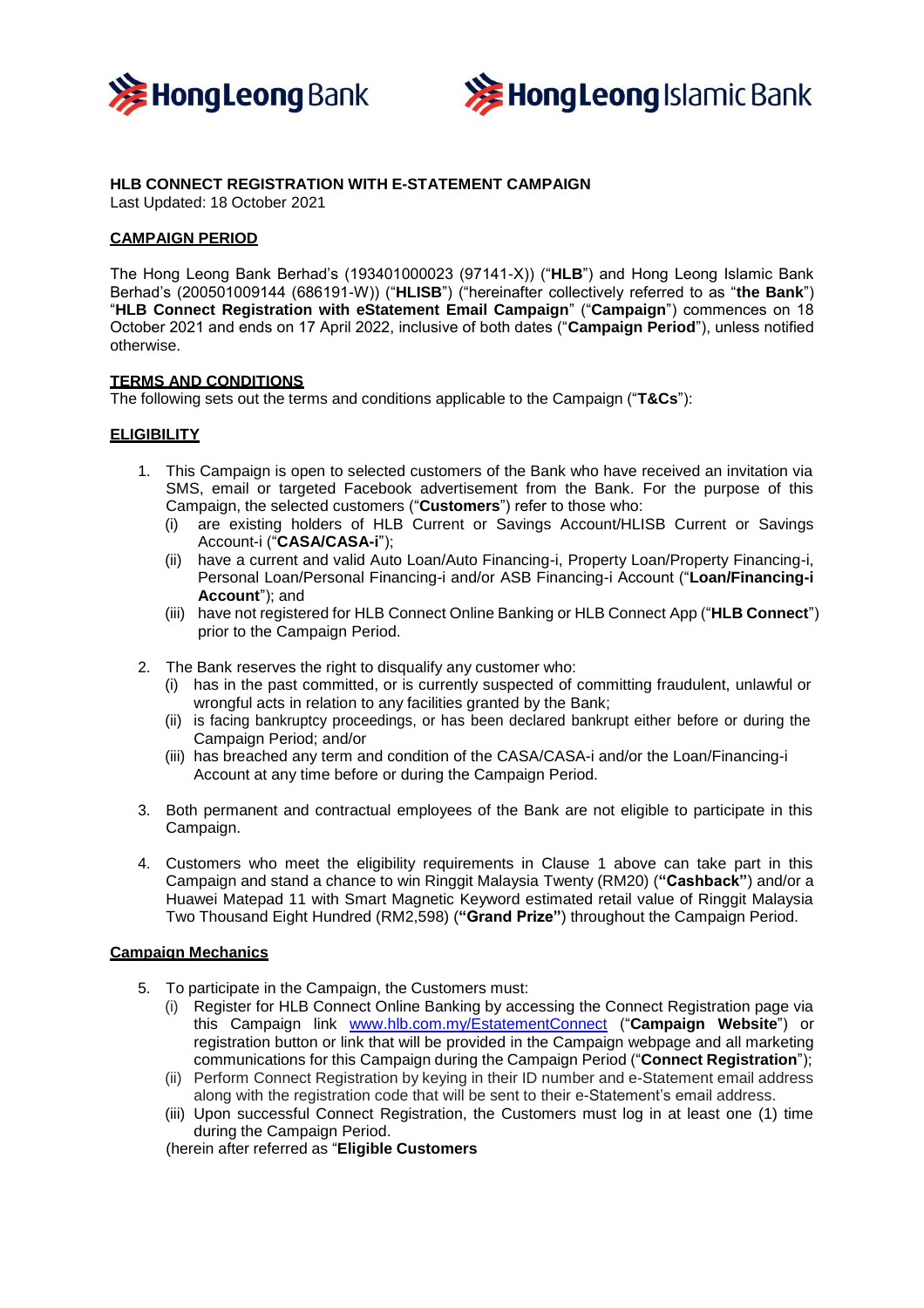# HLB CONNECT REGISTRATION WITH E-STATEMENT CAMPAIGN

Last Updated: 18 October 2021

## CAMPAIGN PERIOD

The Hong Leong Bank Berhad's (193401000023 (97141-X)) ("**HLB**") and Hong Leong Islamic Bank Berhad's (200501009144 (686191-W)) ("**HLISB**") ("hereinafter collectively referred to as "**the Bank**") "**HLB Connect Registration with eStatement Email Campaign**" ("**Campaign**") commences on 18 October 2021 and ends on 17 April 2022, inclusive of both dates ("**Campaign Period**"), unless notified otherwise.

## TERMS AND CONDITIONS

The following sets out the terms and conditions applicable to the Campaign ("**T&Cs**"):

## ELIGIBILITY

1. This Campaign is open to selected customers of the Bank who have received an invitation via SMS, email or targeted Facebook advertisement from the Bank. For the purpose of this Campaign, the selected customers ("**Customers**") refer to those who:
   (i) are existing holders of HLB Current or Savings Account/HLISB Current or Savings Account-i ("**CASA/CASA-i**");
   (ii) have a current and valid Auto Loan/Auto Financing-i, Property Loan/Property Financing-i, Personal Loan/Personal Financing-i and/or ASB Financing-i Account ("**Loan/Financing-i Account**"); and
   (iii) have not registered for HLB Connect Online Banking or HLB Connect App ("**HLB Connect**") prior to the Campaign Period.

2. The Bank reserves the right to disqualify any customer who:
   (i) has in the past committed, or is currently suspected of committing fraudulent, unlawful or wrongful acts in relation to any facilities granted by the Bank;
   (ii) is facing bankruptcy proceedings, or has been declared bankrupt either before or during the Campaign Period; and/or
   (iii) has breached any term and condition of the CASA/CASA-i and/or the Loan/Financing-i Account at any time before or during the Campaign Period.

3. Both permanent and contractual employees of the Bank are not eligible to participate in this Campaign.

4. Customers who meet the eligibility requirements in Clause 1 above can take part in this Campaign and stand a chance to win Ringgit Malaysia Twenty (RM20) (**"Cashback"**) and/or a Huawei Matepad 11 with Smart Magnetic Keyword estimated retail value of Ringgit Malaysia Two Thousand Eight Hundred (RM2,598) (**"Grand Prize"**) throughout the Campaign Period.

## Campaign Mechanics

5. To participate in the Campaign, the Customers must:
   (i) Register for HLB Connect Online Banking by accessing the Connect Registration page via this Campaign link www.hlb.com.my/EstatementConnect ("**Campaign Website**") or registration button or link that will be provided in the Campaign webpage and all marketing communications for this Campaign during the Campaign Period ("**Connect Registration**");
   (ii) Perform Connect Registration by keying in their ID number and e-Statement email address along with the registration code that will be sent to their e-Statement's email address.
   (iii) Upon successful Connect Registration, the Customers must log in at least one (1) time during the Campaign Period.

   (herein after referred as "**Eligible Customers**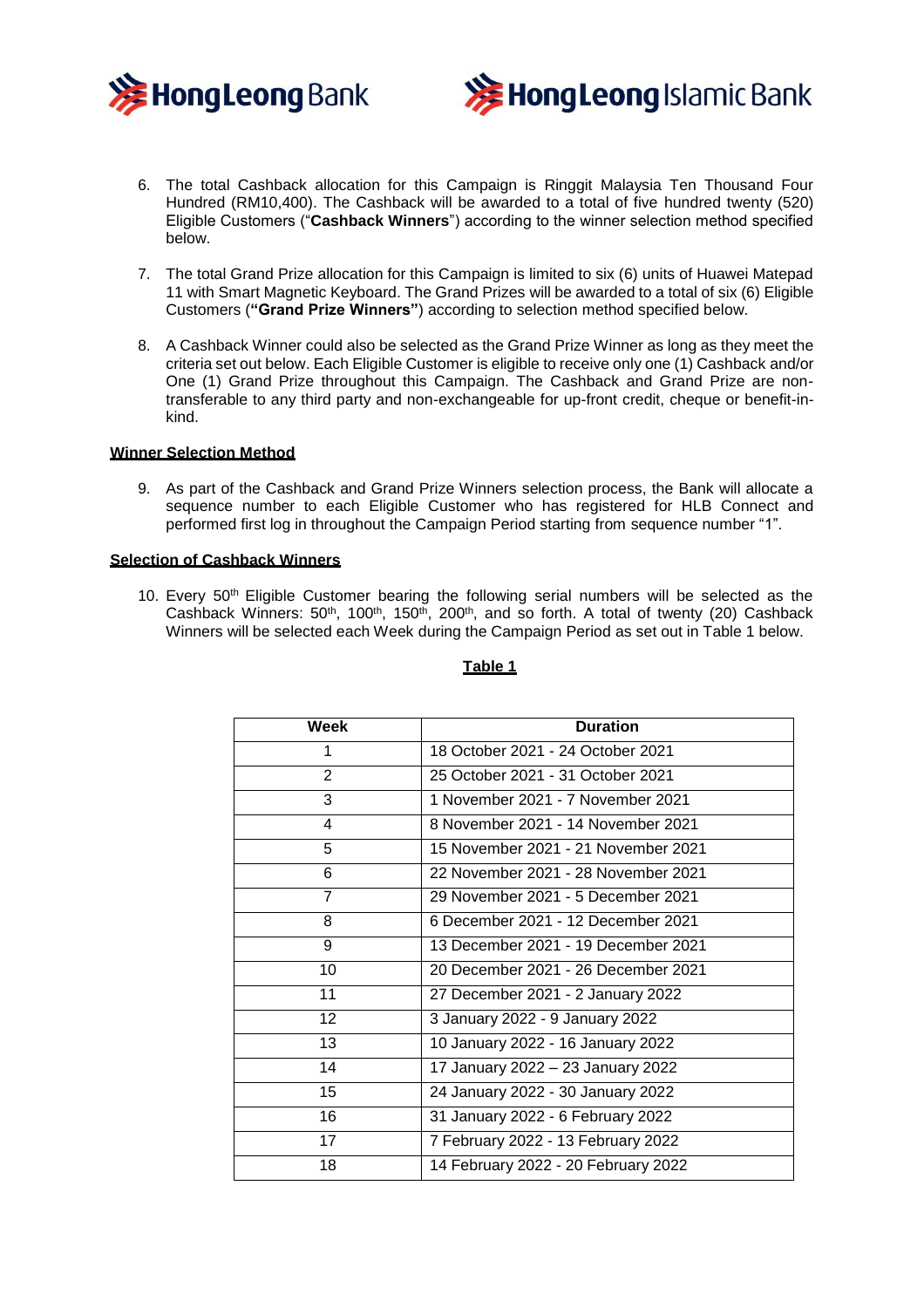6. The total Cashback allocation for this Campaign is Ringgit Malaysia Ten Thousand Four Hundred (RM10,400). The Cashback will be awarded to a total of five hundred twenty (520) Eligible Customers ("**Cashback Winners**") according to the winner selection method specified below.

7. The total Grand Prize allocation for this Campaign is limited to six (6) units of Huawei Matepad 11 with Smart Magnetic Keyboard. The Grand Prizes will be awarded to a total of six (6) Eligible Customers (**"Grand Prize Winners"**) according to selection method specified below.

8. A Cashback Winner could also be selected as the Grand Prize Winner as long as they meet the criteria set out below. Each Eligible Customer is eligible to receive only one (1) Cashback and/or One (1) Grand Prize throughout this Campaign. The Cashback and Grand Prize are non-transferable to any third party and non-exchangeable for up-front credit, cheque or benefit-in-kind.

**Winner Selection Method**

9. As part of the Cashback and Grand Prize Winners selection process, the Bank will allocate a sequence number to each Eligible Customer who has registered for HLB Connect and performed first log in throughout the Campaign Period starting from sequence number "1".

**Selection of Cashback Winners**

10. Every 50th Eligible Customer bearing the following serial numbers will be selected as the Cashback Winners: 50th, 100th, 150th, 200th, and so forth. A total of twenty (20) Cashback Winners will be selected each Week during the Campaign Period as set out in Table 1 below.

**Table 1**

| Week | Duration |
|---|---|
| 1 | 18 October 2021 - 24 October 2021 |
| 2 | 25 October 2021 - 31 October 2021 |
| 3 | 1 November 2021 - 7 November 2021 |
| 4 | 8 November 2021 - 14 November 2021 |
| 5 | 15 November 2021 - 21 November 2021 |
| 6 | 22 November 2021 - 28 November 2021 |
| 7 | 29 November 2021 - 5 December 2021 |
| 8 | 6 December 2021 - 12 December 2021 |
| 9 | 13 December 2021 - 19 December 2021 |
| 10 | 20 December 2021 - 26 December 2021 |
| 11 | 27 December 2021 - 2 January 2022 |
| 12 | 3 January 2022 - 9 January 2022 |
| 13 | 10 January 2022 - 16 January 2022 |
| 14 | 17 January 2022 – 23 January 2022 |
| 15 | 24 January 2022 - 30 January 2022 |
| 16 | 31 January 2022 - 6 February 2022 |
| 17 | 7 February 2022 - 13 February 2022 |
| 18 | 14 February 2022 - 20 February 2022 |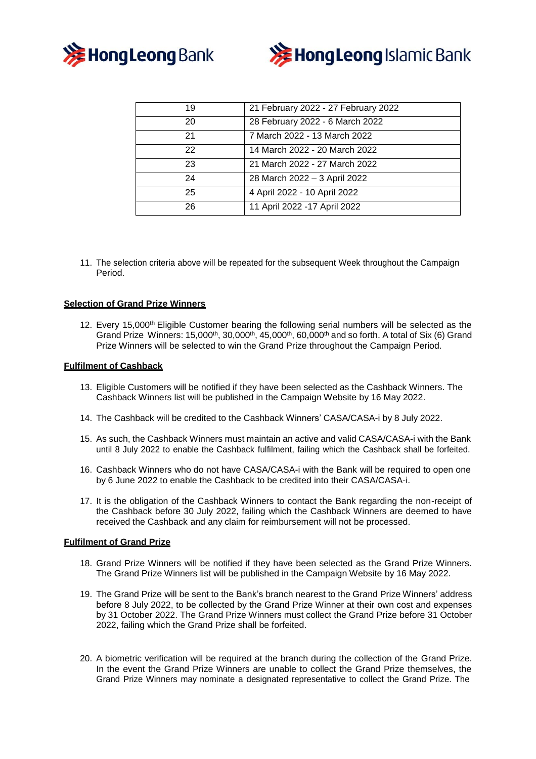| 19 | 21 February 2022 - 27 February 2022 |
|---|---|
| 20 | 28 February 2022 - 6 March 2022 |
| 21 | 7 March 2022 - 13 March 2022 |
| 22 | 14 March 2022 - 20 March 2022 |
| 23 | 21 March 2022 - 27 March 2022 |
| 24 | 28 March 2022 – 3 April 2022 |
| 25 | 4 April 2022 - 10 April 2022 |
| 26 | 11 April 2022 -17 April 2022 |

11. The selection criteria above will be repeated for the subsequent Week throughout the Campaign Period.

**Selection of Grand Prize Winners**

12. Every 15,000th Eligible Customer bearing the following serial numbers will be selected as the Grand Prize Winners: 15,000th, 30,000th, 45,000th, 60,000th and so forth. A total of Six (6) Grand Prize Winners will be selected to win the Grand Prize throughout the Campaign Period.

**Fulfilment of Cashback**

13. Eligible Customers will be notified if they have been selected as the Cashback Winners. The Cashback Winners list will be published in the Campaign Website by 16 May 2022.

14. The Cashback will be credited to the Cashback Winners' CASA/CASA-i by 8 July 2022.

15. As such, the Cashback Winners must maintain an active and valid CASA/CASA-i with the Bank until 8 July 2022 to enable the Cashback fulfilment, failing which the Cashback shall be forfeited.

16. Cashback Winners who do not have CASA/CASA-i with the Bank will be required to open one by 6 June 2022 to enable the Cashback to be credited into their CASA/CASA-i.

17. It is the obligation of the Cashback Winners to contact the Bank regarding the non-receipt of the Cashback before 30 July 2022, failing which the Cashback Winners are deemed to have received the Cashback and any claim for reimbursement will not be processed.

**Fulfilment of Grand Prize**

18. Grand Prize Winners will be notified if they have been selected as the Grand Prize Winners. The Grand Prize Winners list will be published in the Campaign Website by 16 May 2022.

19. The Grand Prize will be sent to the Bank's branch nearest to the Grand Prize Winners' address before 8 July 2022, to be collected by the Grand Prize Winner at their own cost and expenses by 31 October 2022. The Grand Prize Winners must collect the Grand Prize before 31 October 2022, failing which the Grand Prize shall be forfeited.

20. A biometric verification will be required at the branch during the collection of the Grand Prize. In the event the Grand Prize Winners are unable to collect the Grand Prize themselves, the Grand Prize Winners may nominate a designated representative to collect the Grand Prize. The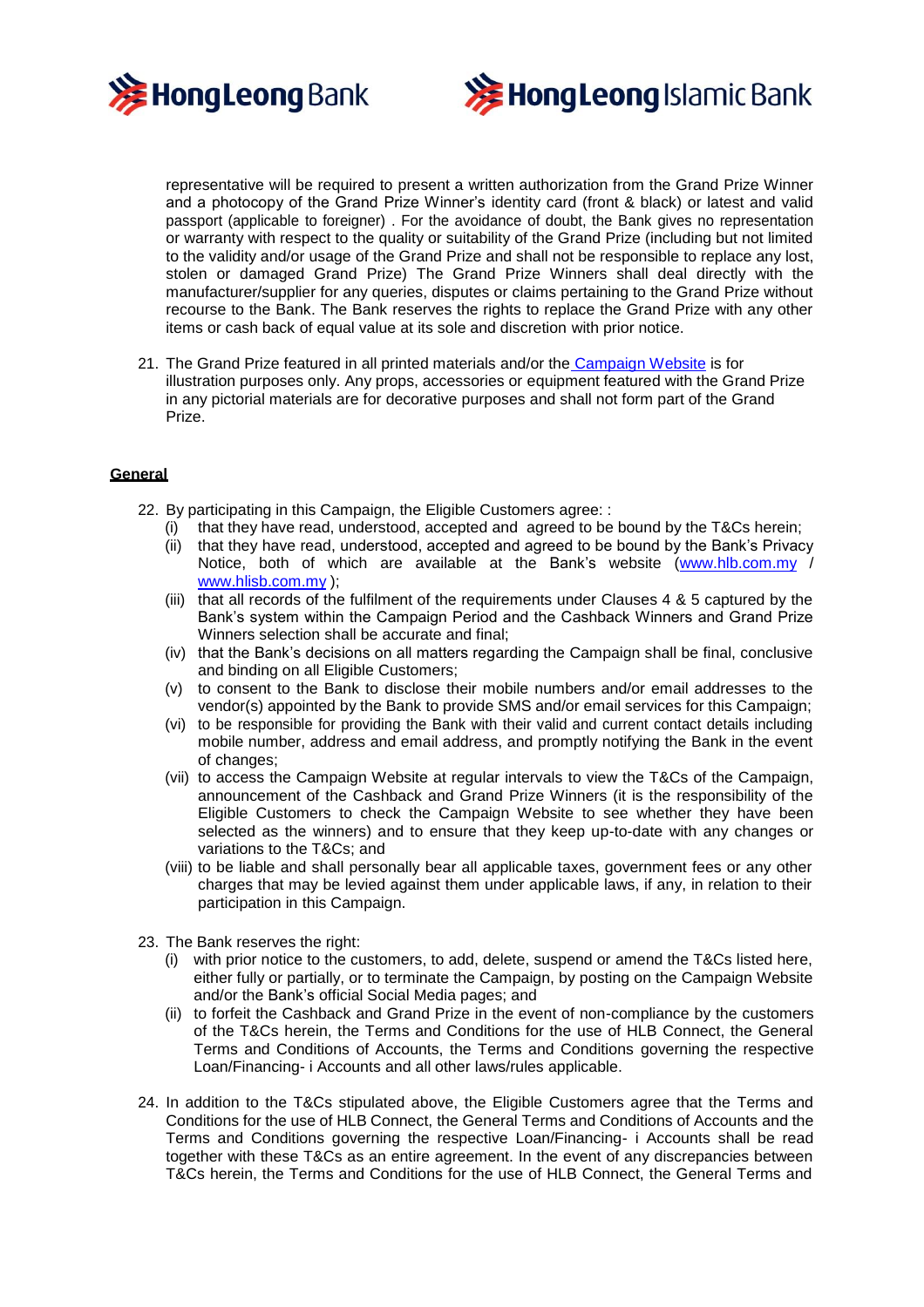representative will be required to present a written authorization from the Grand Prize Winner and a photocopy of the Grand Prize Winner's identity card (front & black) or latest and valid passport (applicable to foreigner) . For the avoidance of doubt, the Bank gives no representation or warranty with respect to the quality or suitability of the Grand Prize (including but not limited to the validity and/or usage of the Grand Prize and shall not be responsible to replace any lost, stolen or damaged Grand Prize) The Grand Prize Winners shall deal directly with the manufacturer/supplier for any queries, disputes or claims pertaining to the Grand Prize without recourse to the Bank. The Bank reserves the rights to replace the Grand Prize with any other items or cash back of equal value at its sole and discretion with prior notice.

21. The Grand Prize featured in all printed materials and/or the Campaign Website is for illustration purposes only. Any props, accessories or equipment featured with the Grand Prize in any pictorial materials are for decorative purposes and shall not form part of the Grand Prize.

**General**

22. By participating in this Campaign, the Eligible Customers agree: :
    (i) that they have read, understood, accepted and agreed to be bound by the T&Cs herein;
    (ii) that they have read, understood, accepted and agreed to be bound by the Bank's Privacy Notice, both of which are available at the Bank's website (www.hlb.com.my / www.hlisb.com.my );
    (iii) that all records of the fulfilment of the requirements under Clauses 4 & 5 captured by the Bank's system within the Campaign Period and the Cashback Winners and Grand Prize Winners selection shall be accurate and final;
    (iv) that the Bank's decisions on all matters regarding the Campaign shall be final, conclusive and binding on all Eligible Customers;
    (v) to consent to the Bank to disclose their mobile numbers and/or email addresses to the vendor(s) appointed by the Bank to provide SMS and/or email services for this Campaign;
    (vi) to be responsible for providing the Bank with their valid and current contact details including mobile number, address and email address, and promptly notifying the Bank in the event of changes;
    (vii) to access the Campaign Website at regular intervals to view the T&Cs of the Campaign, announcement of the Cashback and Grand Prize Winners (it is the responsibility of the Eligible Customers to check the Campaign Website to see whether they have been selected as the winners) and to ensure that they keep up-to-date with any changes or variations to the T&Cs; and
    (viii) to be liable and shall personally bear all applicable taxes, government fees or any other charges that may be levied against them under applicable laws, if any, in relation to their participation in this Campaign.

23. The Bank reserves the right:
    (i) with prior notice to the customers, to add, delete, suspend or amend the T&Cs listed here, either fully or partially, or to terminate the Campaign, by posting on the Campaign Website and/or the Bank's official Social Media pages; and
    (ii) to forfeit the Cashback and Grand Prize in the event of non-compliance by the customers of the T&Cs herein, the Terms and Conditions for the use of HLB Connect, the General Terms and Conditions of Accounts, the Terms and Conditions governing the respective Loan/Financing- i Accounts and all other laws/rules applicable.

24. In addition to the T&Cs stipulated above, the Eligible Customers agree that the Terms and Conditions for the use of HLB Connect, the General Terms and Conditions of Accounts and the Terms and Conditions governing the respective Loan/Financing- i Accounts shall be read together with these T&Cs as an entire agreement. In the event of any discrepancies between T&Cs herein, the Terms and Conditions for the use of HLB Connect, the General Terms and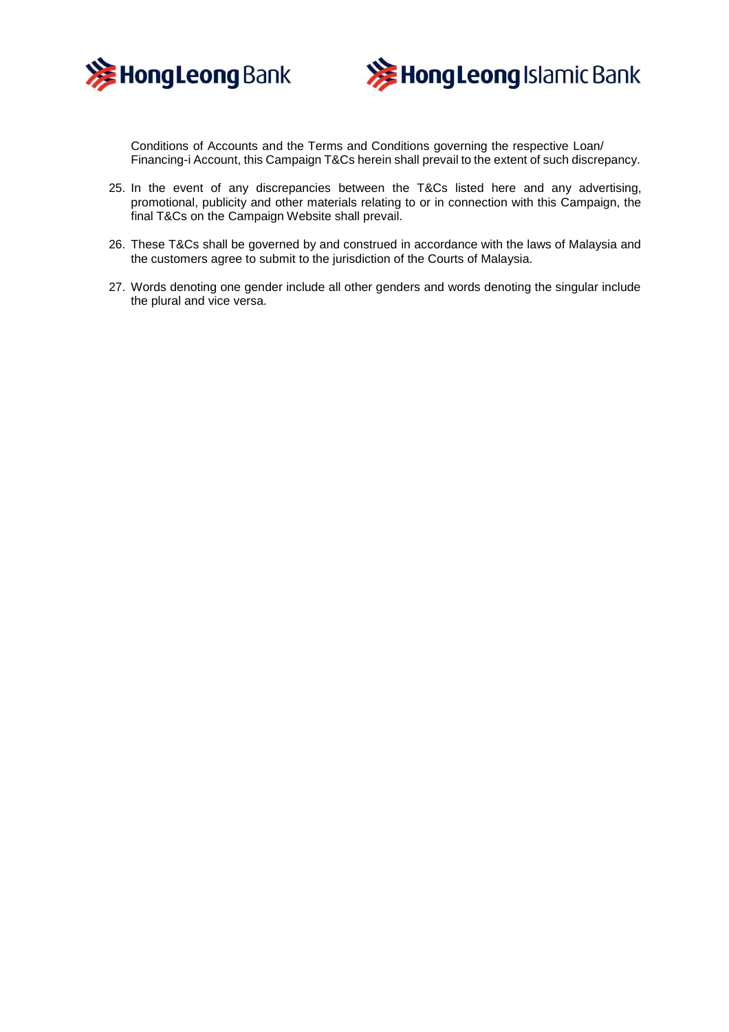Conditions of Accounts and the Terms and Conditions governing the respective Loan/ Financing-i Account, this Campaign T&Cs herein shall prevail to the extent of such discrepancy.

25. In the event of any discrepancies between the T&Cs listed here and any advertising, promotional, publicity and other materials relating to or in connection with this Campaign, the final T&Cs on the Campaign Website shall prevail.

26. These T&Cs shall be governed by and construed in accordance with the laws of Malaysia and the customers agree to submit to the jurisdiction of the Courts of Malaysia.

27. Words denoting one gender include all other genders and words denoting the singular include the plural and vice versa.